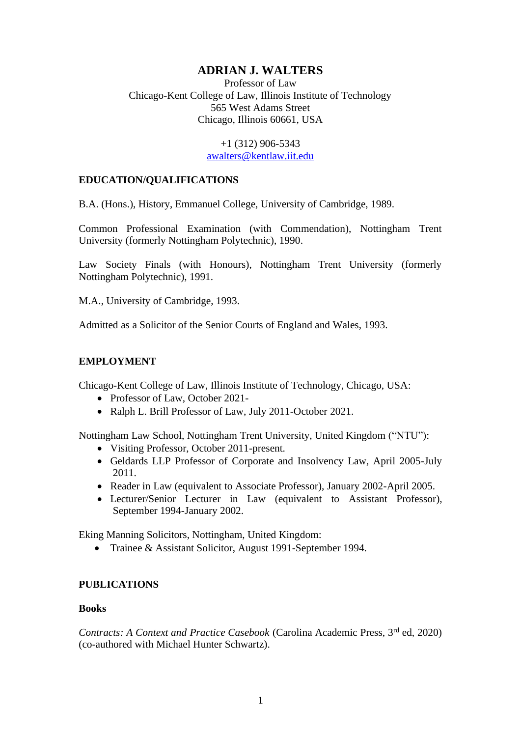# ADRIAN J. WALTERS

Professor of Law
Chicago-Kent College of Law, Illinois Institute of Technology
565 West Adams Street
Chicago, Illinois 60661, USA

+1 (312) 906-5343
awalters@kentlaw.iit.edu

## EDUCATION/QUALIFICATIONS

B.A. (Hons.), History, Emmanuel College, University of Cambridge, 1989.

Common Professional Examination (with Commendation), Nottingham Trent University (formerly Nottingham Polytechnic), 1990.

Law Society Finals (with Honours), Nottingham Trent University (formerly Nottingham Polytechnic), 1991.

M.A., University of Cambridge, 1993.

Admitted as a Solicitor of the Senior Courts of England and Wales, 1993.

## EMPLOYMENT

Chicago-Kent College of Law, Illinois Institute of Technology, Chicago, USA:

- Professor of Law, October 2021-
- Ralph L. Brill Professor of Law, July 2011-October 2021.

Nottingham Law School, Nottingham Trent University, United Kingdom ("NTU"):

- Visiting Professor, October 2011-present.
- Geldards LLP Professor of Corporate and Insolvency Law, April 2005-July 2011.
- Reader in Law (equivalent to Associate Professor), January 2002-April 2005.
- Lecturer/Senior Lecturer in Law (equivalent to Assistant Professor), September 1994-January 2002.

Eking Manning Solicitors, Nottingham, United Kingdom:

- Trainee & Assistant Solicitor, August 1991-September 1994.

## PUBLICATIONS

### Books

*Contracts: A Context and Practice Casebook* (Carolina Academic Press, 3rd ed, 2020) (co-authored with Michael Hunter Schwartz).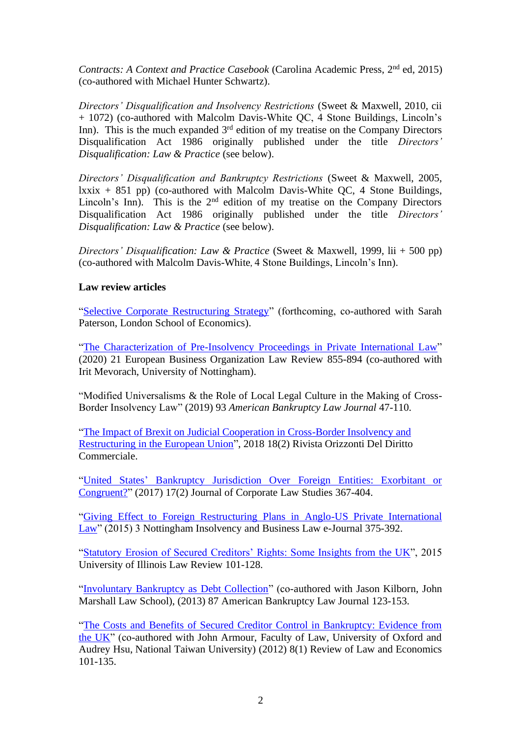*Contracts: A Context and Practice Casebook* (Carolina Academic Press, 2nd ed, 2015) (co-authored with Michael Hunter Schwartz).

*Directors' Disqualification and Insolvency Restrictions* (Sweet & Maxwell, 2010, cii + 1072) (co-authored with Malcolm Davis-White QC, 4 Stone Buildings, Lincoln's Inn). This is the much expanded 3rd edition of my treatise on the Company Directors Disqualification Act 1986 originally published under the title *Directors' Disqualification: Law & Practice* (see below).

*Directors' Disqualification and Bankruptcy Restrictions* (Sweet & Maxwell, 2005, lxxix + 851 pp) (co-authored with Malcolm Davis-White QC, 4 Stone Buildings, Lincoln's Inn). This is the 2nd edition of my treatise on the Company Directors Disqualification Act 1986 originally published under the title *Directors' Disqualification: Law & Practice* (see below).

*Directors' Disqualification: Law & Practice* (Sweet & Maxwell, 1999, lii + 500 pp) (co-authored with Malcolm Davis-White, 4 Stone Buildings, Lincoln's Inn).

**Law review articles**

"Selective Corporate Restructuring Strategy" (forthcoming, co-authored with Sarah Paterson, London School of Economics).

"The Characterization of Pre-Insolvency Proceedings in Private International Law" (2020) 21 European Business Organization Law Review 855-894 (co-authored with Irit Mevorach, University of Nottingham).

"Modified Universalisms & the Role of Local Legal Culture in the Making of Cross-Border Insolvency Law" (2019) 93 *American Bankruptcy Law Journal* 47-110.

"The Impact of Brexit on Judicial Cooperation in Cross-Border Insolvency and Restructuring in the European Union", 2018 18(2) Rivista Orizzonti Del Diritto Commerciale.

"United States' Bankruptcy Jurisdiction Over Foreign Entities: Exorbitant or Congruent?" (2017) 17(2) Journal of Corporate Law Studies 367-404.

"Giving Effect to Foreign Restructuring Plans in Anglo-US Private International Law" (2015) 3 Nottingham Insolvency and Business Law e-Journal 375-392.

"Statutory Erosion of Secured Creditors' Rights: Some Insights from the UK", 2015 University of Illinois Law Review 101-128.

"Involuntary Bankruptcy as Debt Collection" (co-authored with Jason Kilborn, John Marshall Law School), (2013) 87 American Bankruptcy Law Journal 123-153.

"The Costs and Benefits of Secured Creditor Control in Bankruptcy: Evidence from the UK" (co-authored with John Armour, Faculty of Law, University of Oxford and Audrey Hsu, National Taiwan University) (2012) 8(1) Review of Law and Economics 101-135.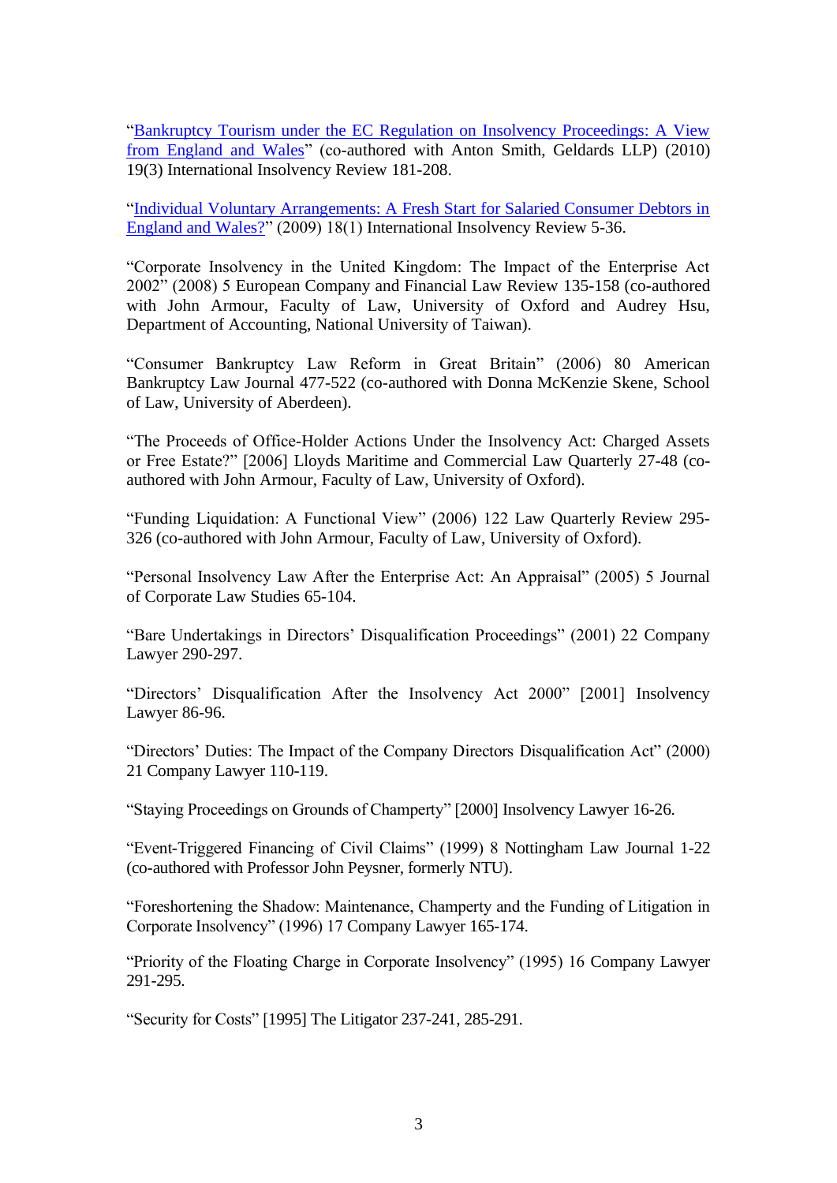"[Bankruptcy Tourism under the EC Regulation on Insolvency Proceedings: A View from England and Wales]" (co-authored with Anton Smith, Geldards LLP) (2010) 19(3) International Insolvency Review 181-208.

"[Individual Voluntary Arrangements: A Fresh Start for Salaried Consumer Debtors in England and Wales?]" (2009) 18(1) International Insolvency Review 5-36.

"Corporate Insolvency in the United Kingdom: The Impact of the Enterprise Act 2002" (2008) 5 European Company and Financial Law Review 135-158 (co-authored with John Armour, Faculty of Law, University of Oxford and Audrey Hsu, Department of Accounting, National University of Taiwan).

"Consumer Bankruptcy Law Reform in Great Britain" (2006) 80 American Bankruptcy Law Journal 477-522 (co-authored with Donna McKenzie Skene, School of Law, University of Aberdeen).

"The Proceeds of Office-Holder Actions Under the Insolvency Act: Charged Assets or Free Estate?" [2006] Lloyds Maritime and Commercial Law Quarterly 27-48 (co-authored with John Armour, Faculty of Law, University of Oxford).

"Funding Liquidation: A Functional View" (2006) 122 Law Quarterly Review 295-326 (co-authored with John Armour, Faculty of Law, University of Oxford).

"Personal Insolvency Law After the Enterprise Act: An Appraisal" (2005) 5 Journal of Corporate Law Studies 65-104.

"Bare Undertakings in Directors' Disqualification Proceedings" (2001) 22 Company Lawyer 290-297.

"Directors' Disqualification After the Insolvency Act 2000" [2001] Insolvency Lawyer 86-96.

"Directors' Duties: The Impact of the Company Directors Disqualification Act" (2000) 21 Company Lawyer 110-119.

"Staying Proceedings on Grounds of Champerty" [2000] Insolvency Lawyer 16-26.

"Event-Triggered Financing of Civil Claims" (1999) 8 Nottingham Law Journal 1-22 (co-authored with Professor John Peysner, formerly NTU).

"Foreshortening the Shadow: Maintenance, Champerty and the Funding of Litigation in Corporate Insolvency" (1996) 17 Company Lawyer 165-174.

"Priority of the Floating Charge in Corporate Insolvency" (1995) 16 Company Lawyer 291-295.

"Security for Costs" [1995] The Litigator 237-241, 285-291.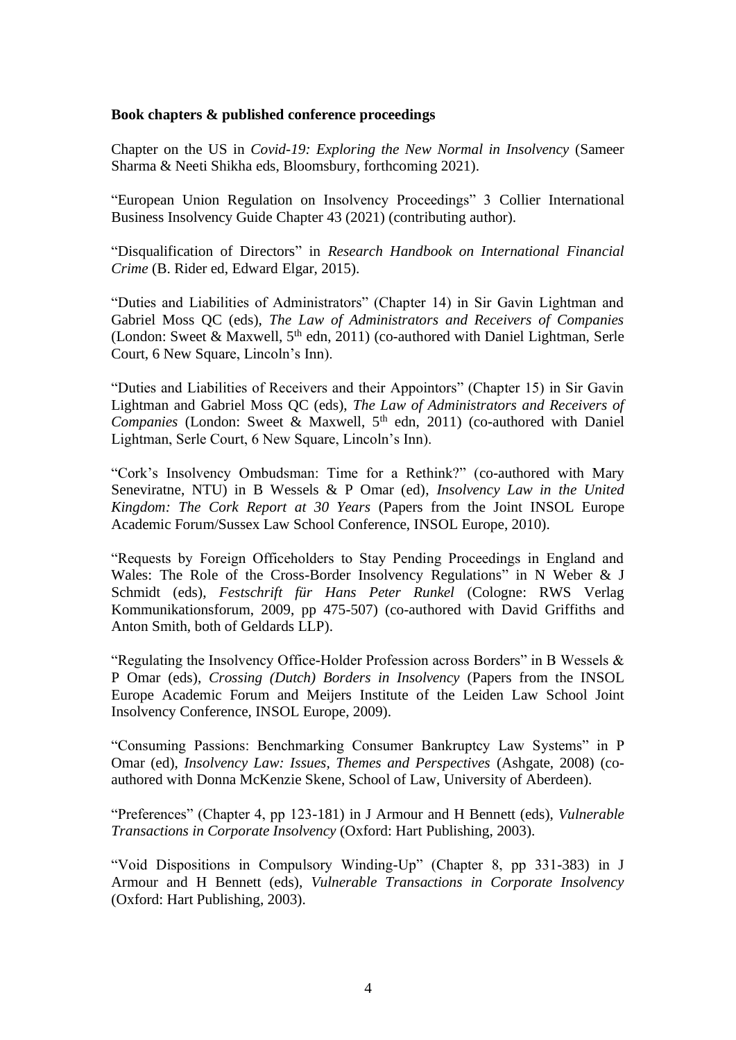**Book chapters & published conference proceedings**

Chapter on the US in *Covid-19: Exploring the New Normal in Insolvency* (Sameer Sharma & Neeti Shikha eds, Bloomsbury, forthcoming 2021).

"European Union Regulation on Insolvency Proceedings" 3 Collier International Business Insolvency Guide Chapter 43 (2021) (contributing author).

"Disqualification of Directors" in *Research Handbook on International Financial Crime* (B. Rider ed, Edward Elgar, 2015).

"Duties and Liabilities of Administrators" (Chapter 14) in Sir Gavin Lightman and Gabriel Moss QC (eds), *The Law of Administrators and Receivers of Companies* (London: Sweet & Maxwell, 5th edn, 2011) (co-authored with Daniel Lightman, Serle Court, 6 New Square, Lincoln's Inn).

"Duties and Liabilities of Receivers and their Appointors" (Chapter 15) in Sir Gavin Lightman and Gabriel Moss QC (eds), *The Law of Administrators and Receivers of Companies* (London: Sweet & Maxwell, 5th edn, 2011) (co-authored with Daniel Lightman, Serle Court, 6 New Square, Lincoln's Inn).

"Cork's Insolvency Ombudsman: Time for a Rethink?" (co-authored with Mary Seneviratne, NTU) in B Wessels & P Omar (ed), *Insolvency Law in the United Kingdom: The Cork Report at 30 Years* (Papers from the Joint INSOL Europe Academic Forum/Sussex Law School Conference, INSOL Europe, 2010).

"Requests by Foreign Officeholders to Stay Pending Proceedings in England and Wales: The Role of the Cross-Border Insolvency Regulations" in N Weber & J Schmidt (eds), *Festschrift für Hans Peter Runkel* (Cologne: RWS Verlag Kommunikationsforum, 2009, pp 475-507) (co-authored with David Griffiths and Anton Smith, both of Geldards LLP).

"Regulating the Insolvency Office-Holder Profession across Borders" in B Wessels & P Omar (eds), *Crossing (Dutch) Borders in Insolvency* (Papers from the INSOL Europe Academic Forum and Meijers Institute of the Leiden Law School Joint Insolvency Conference, INSOL Europe, 2009).

"Consuming Passions: Benchmarking Consumer Bankruptcy Law Systems" in P Omar (ed), *Insolvency Law: Issues, Themes and Perspectives* (Ashgate, 2008) (co-authored with Donna McKenzie Skene, School of Law, University of Aberdeen).

"Preferences" (Chapter 4, pp 123-181) in J Armour and H Bennett (eds), *Vulnerable Transactions in Corporate Insolvency* (Oxford: Hart Publishing, 2003).

"Void Dispositions in Compulsory Winding-Up" (Chapter 8, pp 331-383) in J Armour and H Bennett (eds), *Vulnerable Transactions in Corporate Insolvency* (Oxford: Hart Publishing, 2003).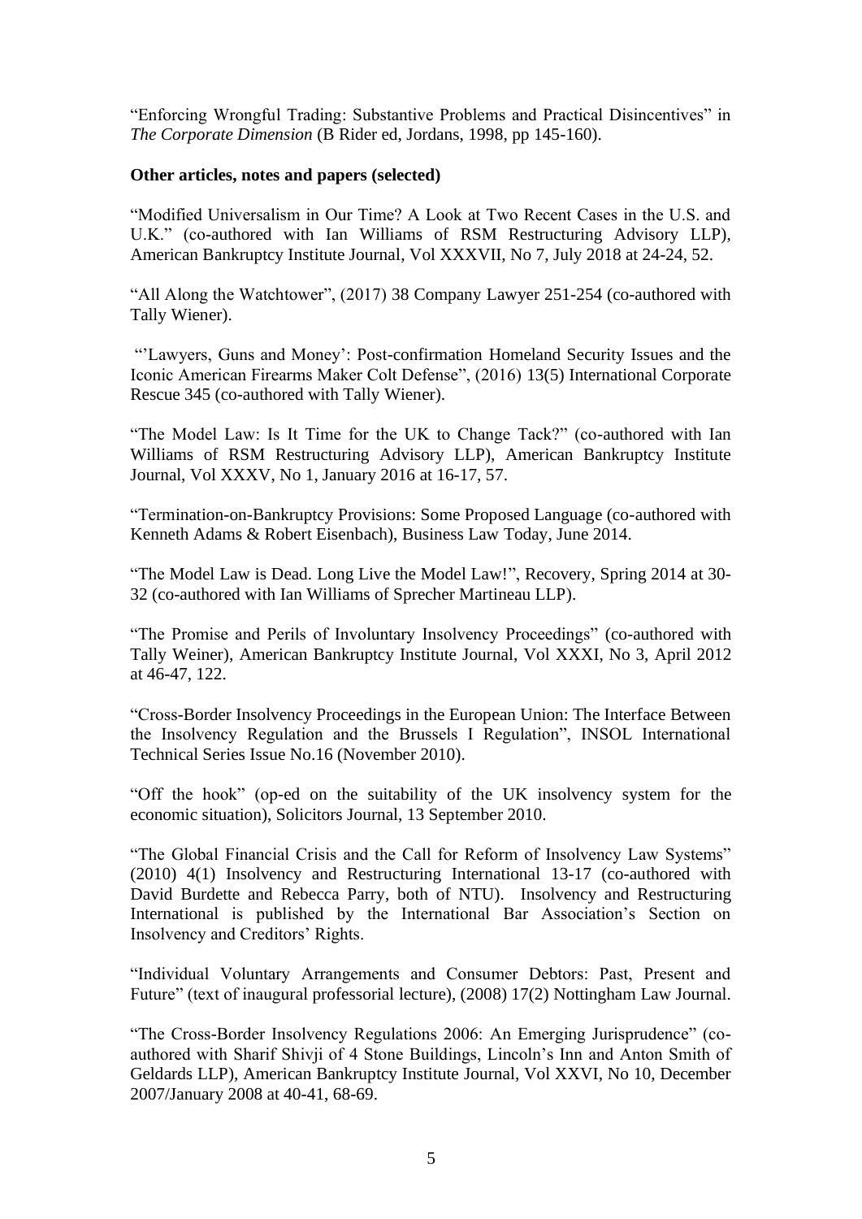“Enforcing Wrongful Trading: Substantive Problems and Practical Disincentives” in *The Corporate Dimension* (B Rider ed, Jordans, 1998, pp 145-160).

**Other articles, notes and papers (selected)**

“Modified Universalism in Our Time? A Look at Two Recent Cases in the U.S. and U.K.” (co-authored with Ian Williams of RSM Restructuring Advisory LLP), American Bankruptcy Institute Journal, Vol XXXVII, No 7, July 2018 at 24-24, 52.

“All Along the Watchtower”, (2017) 38 Company Lawyer 251-254 (co-authored with Tally Wiener).

“’Lawyers, Guns and Money’: Post-confirmation Homeland Security Issues and the Iconic American Firearms Maker Colt Defense”, (2016) 13(5) International Corporate Rescue 345 (co-authored with Tally Wiener).

“The Model Law: Is It Time for the UK to Change Tack?” (co-authored with Ian Williams of RSM Restructuring Advisory LLP), American Bankruptcy Institute Journal, Vol XXXV, No 1, January 2016 at 16-17, 57.

“Termination-on-Bankruptcy Provisions: Some Proposed Language (co-authored with Kenneth Adams & Robert Eisenbach), Business Law Today, June 2014.

“The Model Law is Dead. Long Live the Model Law!”, Recovery, Spring 2014 at 30-32 (co-authored with Ian Williams of Sprecher Martineau LLP).

“The Promise and Perils of Involuntary Insolvency Proceedings” (co-authored with Tally Weiner), American Bankruptcy Institute Journal, Vol XXXI, No 3, April 2012 at 46-47, 122.

“Cross-Border Insolvency Proceedings in the European Union: The Interface Between the Insolvency Regulation and the Brussels I Regulation”, INSOL International Technical Series Issue No.16 (November 2010).

“Off the hook” (op-ed on the suitability of the UK insolvency system for the economic situation), Solicitors Journal, 13 September 2010.

“The Global Financial Crisis and the Call for Reform of Insolvency Law Systems” (2010) 4(1) Insolvency and Restructuring International 13-17 (co-authored with David Burdette and Rebecca Parry, both of NTU). Insolvency and Restructuring International is published by the International Bar Association’s Section on Insolvency and Creditors’ Rights.

“Individual Voluntary Arrangements and Consumer Debtors: Past, Present and Future” (text of inaugural professorial lecture), (2008) 17(2) Nottingham Law Journal.

“The Cross-Border Insolvency Regulations 2006: An Emerging Jurisprudence” (co-authored with Sharif Shivji of 4 Stone Buildings, Lincoln’s Inn and Anton Smith of Geldards LLP), American Bankruptcy Institute Journal, Vol XXVI, No 10, December 2007/January 2008 at 40-41, 68-69.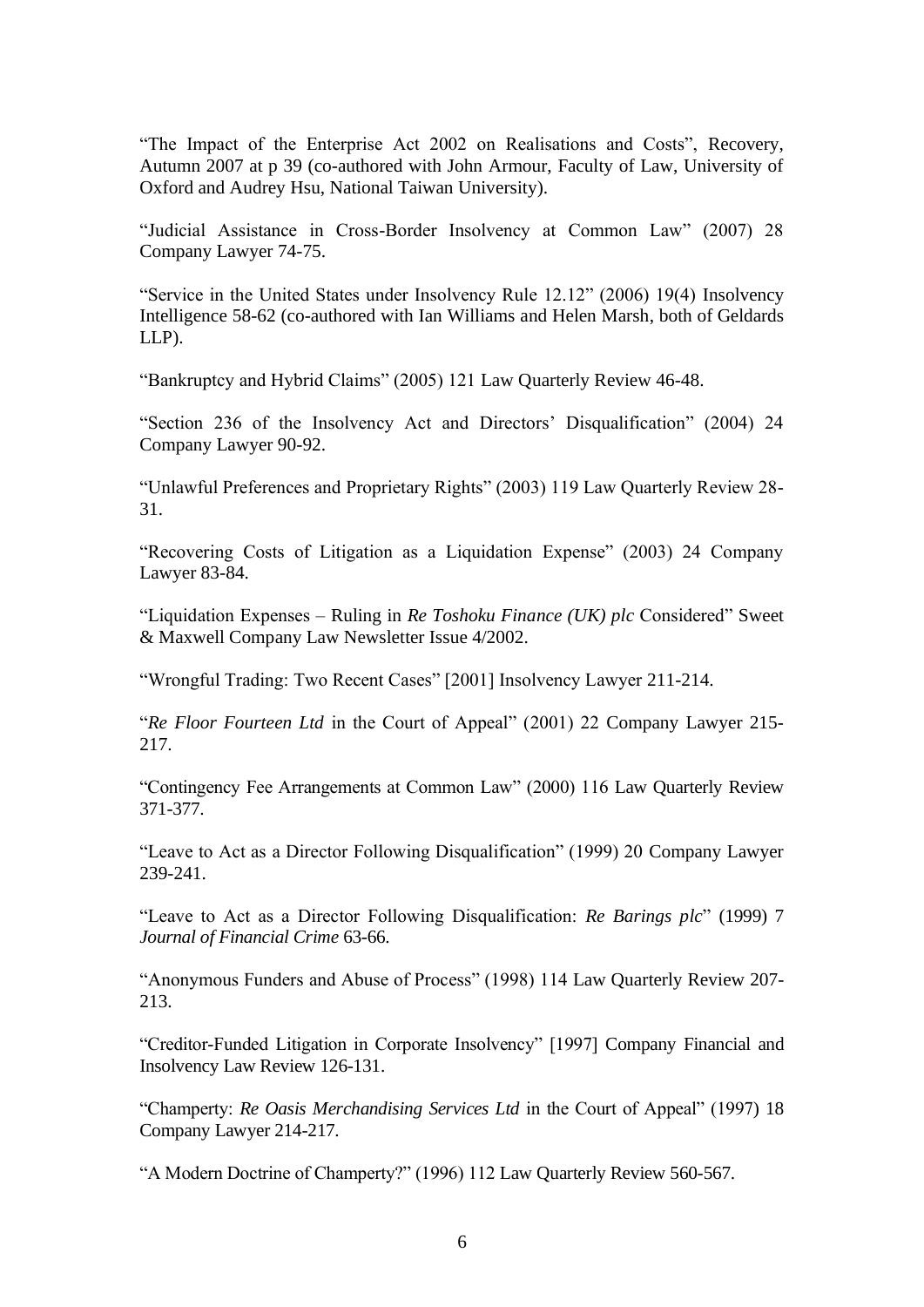"The Impact of the Enterprise Act 2002 on Realisations and Costs", Recovery, Autumn 2007 at p 39 (co-authored with John Armour, Faculty of Law, University of Oxford and Audrey Hsu, National Taiwan University).

"Judicial Assistance in Cross-Border Insolvency at Common Law" (2007) 28 Company Lawyer 74-75.

"Service in the United States under Insolvency Rule 12.12" (2006) 19(4) Insolvency Intelligence 58-62 (co-authored with Ian Williams and Helen Marsh, both of Geldards LLP).

"Bankruptcy and Hybrid Claims" (2005) 121 Law Quarterly Review 46-48.

"Section 236 of the Insolvency Act and Directors' Disqualification" (2004) 24 Company Lawyer 90-92.

"Unlawful Preferences and Proprietary Rights" (2003) 119 Law Quarterly Review 28-31.

"Recovering Costs of Litigation as a Liquidation Expense" (2003) 24 Company Lawyer 83-84.

"Liquidation Expenses – Ruling in *Re Toshoku Finance (UK) plc* Considered" Sweet & Maxwell Company Law Newsletter Issue 4/2002.

"Wrongful Trading: Two Recent Cases" [2001] Insolvency Lawyer 211-214.

"*Re Floor Fourteen Ltd* in the Court of Appeal" (2001) 22 Company Lawyer 215-217.

"Contingency Fee Arrangements at Common Law" (2000) 116 Law Quarterly Review 371-377.

"Leave to Act as a Director Following Disqualification" (1999) 20 Company Lawyer 239-241.

"Leave to Act as a Director Following Disqualification: *Re Barings plc*" (1999) 7 *Journal of Financial Crime* 63-66.

"Anonymous Funders and Abuse of Process" (1998) 114 Law Quarterly Review 207-213.

"Creditor-Funded Litigation in Corporate Insolvency" [1997] Company Financial and Insolvency Law Review 126-131.

"Champerty: *Re Oasis Merchandising Services Ltd* in the Court of Appeal" (1997) 18 Company Lawyer 214-217.

"A Modern Doctrine of Champerty?" (1996) 112 Law Quarterly Review 560-567.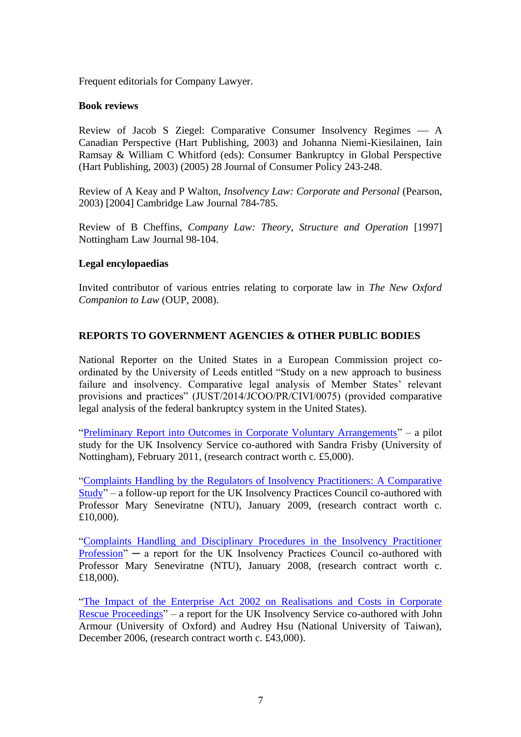Frequent editorials for Company Lawyer.

**Book reviews**

Review of Jacob S Ziegel: Comparative Consumer Insolvency Regimes — A Canadian Perspective (Hart Publishing, 2003) and Johanna Niemi-Kiesilainen, Iain Ramsay & William C Whitford (eds): Consumer Bankruptcy in Global Perspective (Hart Publishing, 2003) (2005) 28 Journal of Consumer Policy 243-248.

Review of A Keay and P Walton, *Insolvency Law: Corporate and Personal* (Pearson, 2003) [2004] Cambridge Law Journal 784-785.

Review of B Cheffins, *Company Law: Theory, Structure and Operation* [1997] Nottingham Law Journal 98-104.

**Legal encylopaedias**

Invited contributor of various entries relating to corporate law in *The New Oxford Companion to Law* (OUP, 2008).

## REPORTS TO GOVERNMENT AGENCIES & OTHER PUBLIC BODIES

National Reporter on the United States in a European Commission project co-ordinated by the University of Leeds entitled "Study on a new approach to business failure and insolvency. Comparative legal analysis of Member States' relevant provisions and practices" (JUST/2014/JCOO/PR/CIVI/0075) (provided comparative legal analysis of the federal bankruptcy system in the United States).

"Preliminary Report into Outcomes in Corporate Voluntary Arrangements" – a pilot study for the UK Insolvency Service co-authored with Sandra Frisby (University of Nottingham), February 2011, (research contract worth c. £5,000).

"Complaints Handling by the Regulators of Insolvency Practitioners: A Comparative Study" – a follow-up report for the UK Insolvency Practices Council co-authored with Professor Mary Seneviratne (NTU), January 2009, (research contract worth c. £10,000).

"Complaints Handling and Disciplinary Procedures in the Insolvency Practitioner Profession" — a report for the UK Insolvency Practices Council co-authored with Professor Mary Seneviratne (NTU), January 2008, (research contract worth c. £18,000).

"The Impact of the Enterprise Act 2002 on Realisations and Costs in Corporate Rescue Proceedings" – a report for the UK Insolvency Service co-authored with John Armour (University of Oxford) and Audrey Hsu (National University of Taiwan), December 2006, (research contract worth c. £43,000).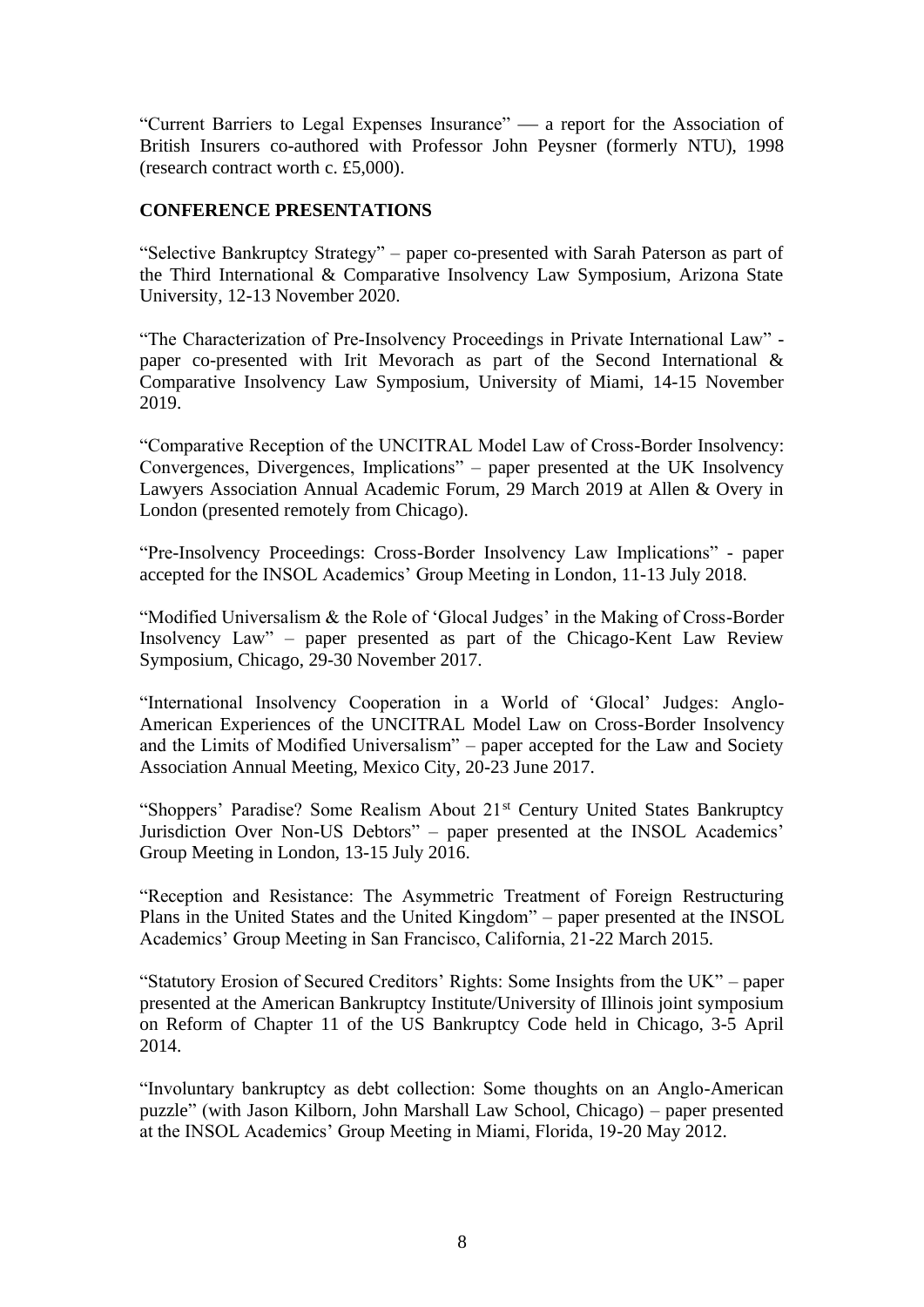"Current Barriers to Legal Expenses Insurance" — a report for the Association of British Insurers co-authored with Professor John Peysner (formerly NTU), 1998 (research contract worth c. £5,000).

**CONFERENCE PRESENTATIONS**

"Selective Bankruptcy Strategy" – paper co-presented with Sarah Paterson as part of the Third International & Comparative Insolvency Law Symposium, Arizona State University, 12-13 November 2020.

"The Characterization of Pre-Insolvency Proceedings in Private International Law" - paper co-presented with Irit Mevorach as part of the Second International & Comparative Insolvency Law Symposium, University of Miami, 14-15 November 2019.

"Comparative Reception of the UNCITRAL Model Law of Cross-Border Insolvency: Convergences, Divergences, Implications" – paper presented at the UK Insolvency Lawyers Association Annual Academic Forum, 29 March 2019 at Allen & Overy in London (presented remotely from Chicago).

"Pre-Insolvency Proceedings: Cross-Border Insolvency Law Implications" - paper accepted for the INSOL Academics' Group Meeting in London, 11-13 July 2018.

"Modified Universalism & the Role of 'Glocal Judges' in the Making of Cross-Border Insolvency Law" – paper presented as part of the Chicago-Kent Law Review Symposium, Chicago, 29-30 November 2017.

"International Insolvency Cooperation in a World of 'Glocal' Judges: Anglo-American Experiences of the UNCITRAL Model Law on Cross-Border Insolvency and the Limits of Modified Universalism" – paper accepted for the Law and Society Association Annual Meeting, Mexico City, 20-23 June 2017.

"Shoppers' Paradise? Some Realism About 21st Century United States Bankruptcy Jurisdiction Over Non-US Debtors" – paper presented at the INSOL Academics' Group Meeting in London, 13-15 July 2016.

"Reception and Resistance: The Asymmetric Treatment of Foreign Restructuring Plans in the United States and the United Kingdom" – paper presented at the INSOL Academics' Group Meeting in San Francisco, California, 21-22 March 2015.

"Statutory Erosion of Secured Creditors' Rights: Some Insights from the UK" – paper presented at the American Bankruptcy Institute/University of Illinois joint symposium on Reform of Chapter 11 of the US Bankruptcy Code held in Chicago, 3-5 April 2014.

"Involuntary bankruptcy as debt collection: Some thoughts on an Anglo-American puzzle" (with Jason Kilborn, John Marshall Law School, Chicago) – paper presented at the INSOL Academics' Group Meeting in Miami, Florida, 19-20 May 2012.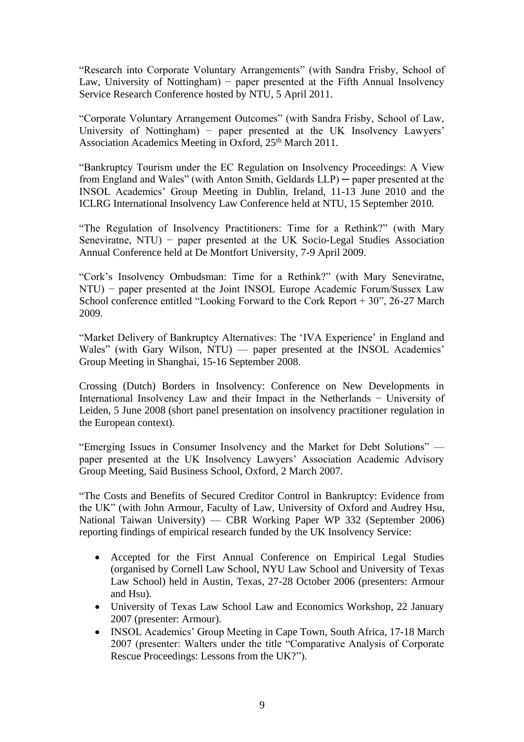"Research into Corporate Voluntary Arrangements" (with Sandra Frisby, School of Law, University of Nottingham) − paper presented at the Fifth Annual Insolvency Service Research Conference hosted by NTU, 5 April 2011.

"Corporate Voluntary Arrangement Outcomes" (with Sandra Frisby, School of Law, University of Nottingham) − paper presented at the UK Insolvency Lawyers' Association Academics Meeting in Oxford, 25th March 2011.

"Bankruptcy Tourism under the EC Regulation on Insolvency Proceedings: A View from England and Wales" (with Anton Smith, Geldards LLP) ─ paper presented at the INSOL Academics' Group Meeting in Dublin, Ireland, 11-13 June 2010 and the ICLRG International Insolvency Law Conference held at NTU, 15 September 2010.

"The Regulation of Insolvency Practitioners: Time for a Rethink?" (with Mary Seneviratne, NTU) − paper presented at the UK Socio-Legal Studies Association Annual Conference held at De Montfort University, 7-9 April 2009.

"Cork's Insolvency Ombudsman: Time for a Rethink?" (with Mary Seneviratne, NTU) − paper presented at the Joint INSOL Europe Academic Forum/Sussex Law School conference entitled "Looking Forward to the Cork Report + 30", 26-27 March 2009.

"Market Delivery of Bankruptcy Alternatives: The 'IVA Experience' in England and Wales" (with Gary Wilson, NTU) — paper presented at the INSOL Academics' Group Meeting in Shanghai, 15-16 September 2008.

Crossing (Dutch) Borders in Insolvency: Conference on New Developments in International Insolvency Law and their Impact in the Netherlands − University of Leiden, 5 June 2008 (short panel presentation on insolvency practitioner regulation in the European context).

"Emerging Issues in Consumer Insolvency and the Market for Debt Solutions" — paper presented at the UK Insolvency Lawyers' Association Academic Advisory Group Meeting, Said Business School, Oxford, 2 March 2007.

"The Costs and Benefits of Secured Creditor Control in Bankruptcy: Evidence from the UK" (with John Armour, Faculty of Law, University of Oxford and Audrey Hsu, National Taiwan University) — CBR Working Paper WP 332 (September 2006) reporting findings of empirical research funded by the UK Insolvency Service:

- Accepted for the First Annual Conference on Empirical Legal Studies (organised by Cornell Law School, NYU Law School and University of Texas Law School) held in Austin, Texas, 27-28 October 2006 (presenters: Armour and Hsu).
- University of Texas Law School Law and Economics Workshop, 22 January 2007 (presenter: Armour).
- INSOL Academics' Group Meeting in Cape Town, South Africa, 17-18 March 2007 (presenter: Walters under the title "Comparative Analysis of Corporate Rescue Proceedings: Lessons from the UK?").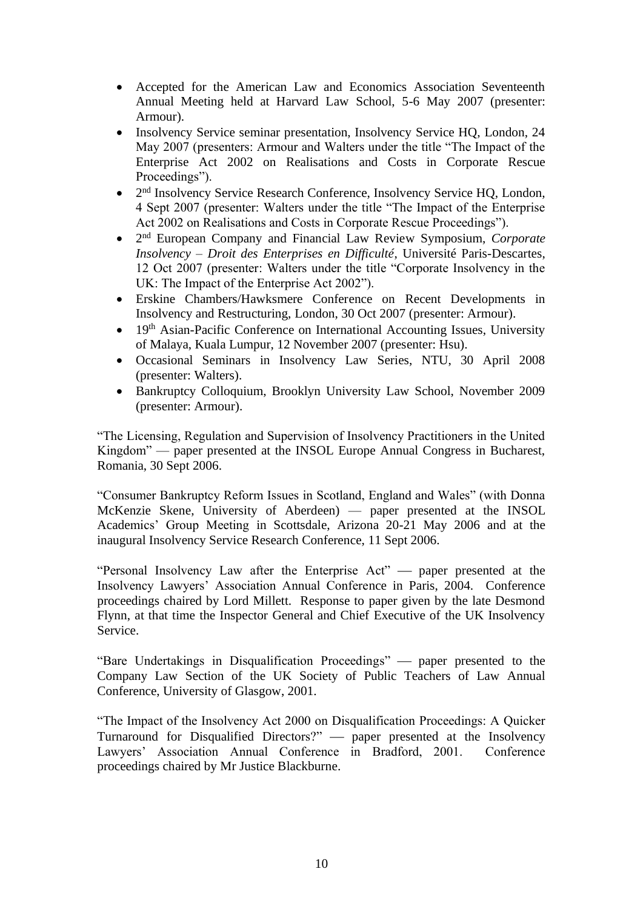- Accepted for the American Law and Economics Association Seventeenth Annual Meeting held at Harvard Law School, 5-6 May 2007 (presenter: Armour).
- Insolvency Service seminar presentation, Insolvency Service HQ, London, 24 May 2007 (presenters: Armour and Walters under the title "The Impact of the Enterprise Act 2002 on Realisations and Costs in Corporate Rescue Proceedings").
- 2nd Insolvency Service Research Conference, Insolvency Service HQ, London, 4 Sept 2007 (presenter: Walters under the title "The Impact of the Enterprise Act 2002 on Realisations and Costs in Corporate Rescue Proceedings").
- 2nd European Company and Financial Law Review Symposium, *Corporate Insolvency – Droit des Enterprises en Difficulté*, Université Paris-Descartes, 12 Oct 2007 (presenter: Walters under the title "Corporate Insolvency in the UK: The Impact of the Enterprise Act 2002").
- Erskine Chambers/Hawksmere Conference on Recent Developments in Insolvency and Restructuring, London, 30 Oct 2007 (presenter: Armour).
- 19th Asian-Pacific Conference on International Accounting Issues, University of Malaya, Kuala Lumpur, 12 November 2007 (presenter: Hsu).
- Occasional Seminars in Insolvency Law Series, NTU, 30 April 2008 (presenter: Walters).
- Bankruptcy Colloquium, Brooklyn University Law School, November 2009 (presenter: Armour).

"The Licensing, Regulation and Supervision of Insolvency Practitioners in the United Kingdom" — paper presented at the INSOL Europe Annual Congress in Bucharest, Romania, 30 Sept 2006.

"Consumer Bankruptcy Reform Issues in Scotland, England and Wales" (with Donna McKenzie Skene, University of Aberdeen) — paper presented at the INSOL Academics' Group Meeting in Scottsdale, Arizona 20-21 May 2006 and at the inaugural Insolvency Service Research Conference, 11 Sept 2006.

"Personal Insolvency Law after the Enterprise Act" — paper presented at the Insolvency Lawyers' Association Annual Conference in Paris, 2004. Conference proceedings chaired by Lord Millett. Response to paper given by the late Desmond Flynn, at that time the Inspector General and Chief Executive of the UK Insolvency Service.

"Bare Undertakings in Disqualification Proceedings" — paper presented to the Company Law Section of the UK Society of Public Teachers of Law Annual Conference, University of Glasgow, 2001.

"The Impact of the Insolvency Act 2000 on Disqualification Proceedings: A Quicker Turnaround for Disqualified Directors?" — paper presented at the Insolvency Lawyers' Association Annual Conference in Bradford, 2001. Conference proceedings chaired by Mr Justice Blackburne.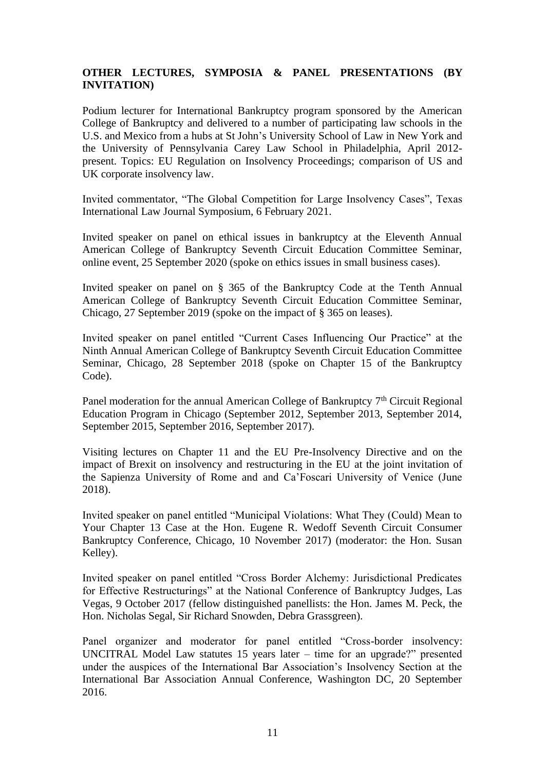**OTHER LECTURES, SYMPOSIA & PANEL PRESENTATIONS (BY INVITATION)**

Podium lecturer for International Bankruptcy program sponsored by the American College of Bankruptcy and delivered to a number of participating law schools in the U.S. and Mexico from a hubs at St John's University School of Law in New York and the University of Pennsylvania Carey Law School in Philadelphia, April 2012-present. Topics: EU Regulation on Insolvency Proceedings; comparison of US and UK corporate insolvency law.

Invited commentator, "The Global Competition for Large Insolvency Cases", Texas International Law Journal Symposium, 6 February 2021.

Invited speaker on panel on ethical issues in bankruptcy at the Eleventh Annual American College of Bankruptcy Seventh Circuit Education Committee Seminar, online event, 25 September 2020 (spoke on ethics issues in small business cases).

Invited speaker on panel on § 365 of the Bankruptcy Code at the Tenth Annual American College of Bankruptcy Seventh Circuit Education Committee Seminar, Chicago, 27 September 2019 (spoke on the impact of § 365 on leases).

Invited speaker on panel entitled "Current Cases Influencing Our Practice" at the Ninth Annual American College of Bankruptcy Seventh Circuit Education Committee Seminar, Chicago, 28 September 2018 (spoke on Chapter 15 of the Bankruptcy Code).

Panel moderation for the annual American College of Bankruptcy 7th Circuit Regional Education Program in Chicago (September 2012, September 2013, September 2014, September 2015, September 2016, September 2017).

Visiting lectures on Chapter 11 and the EU Pre-Insolvency Directive and on the impact of Brexit on insolvency and restructuring in the EU at the joint invitation of the Sapienza University of Rome and and Ca'Foscari University of Venice (June 2018).

Invited speaker on panel entitled "Municipal Violations: What They (Could) Mean to Your Chapter 13 Case at the Hon. Eugene R. Wedoff Seventh Circuit Consumer Bankruptcy Conference, Chicago, 10 November 2017) (moderator: the Hon. Susan Kelley).

Invited speaker on panel entitled "Cross Border Alchemy: Jurisdictional Predicates for Effective Restructurings" at the National Conference of Bankruptcy Judges, Las Vegas, 9 October 2017 (fellow distinguished panellists: the Hon. James M. Peck, the Hon. Nicholas Segal, Sir Richard Snowden, Debra Grassgreen).

Panel organizer and moderator for panel entitled "Cross-border insolvency: UNCITRAL Model Law statutes 15 years later – time for an upgrade?" presented under the auspices of the International Bar Association's Insolvency Section at the International Bar Association Annual Conference, Washington DC, 20 September 2016.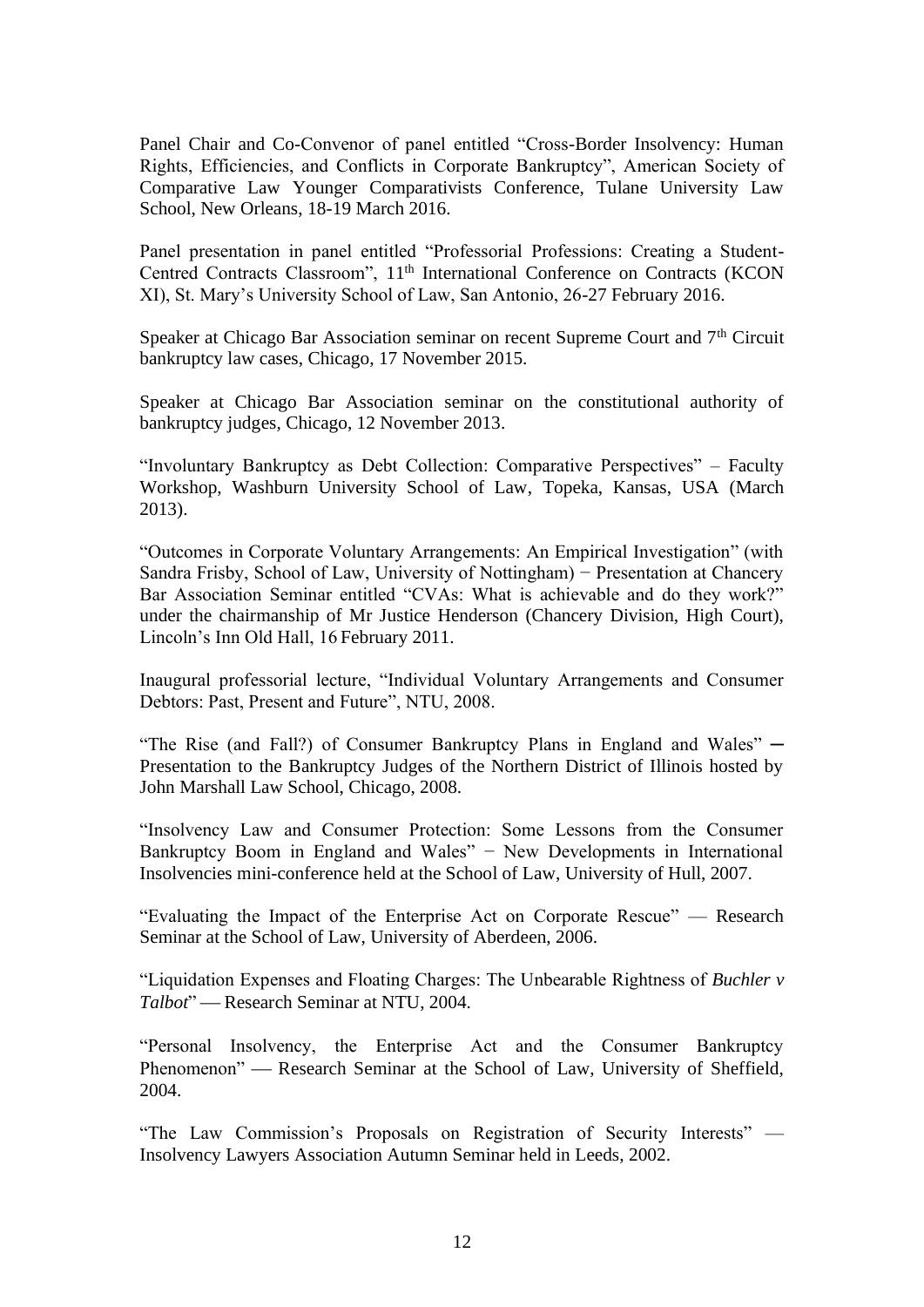Panel Chair and Co-Convenor of panel entitled "Cross-Border Insolvency: Human Rights, Efficiencies, and Conflicts in Corporate Bankruptcy", American Society of Comparative Law Younger Comparativists Conference, Tulane University Law School, New Orleans, 18-19 March 2016.

Panel presentation in panel entitled "Professorial Professions: Creating a Student-Centred Contracts Classroom", 11th International Conference on Contracts (KCON XI), St. Mary's University School of Law, San Antonio, 26-27 February 2016.

Speaker at Chicago Bar Association seminar on recent Supreme Court and 7th Circuit bankruptcy law cases, Chicago, 17 November 2015.

Speaker at Chicago Bar Association seminar on the constitutional authority of bankruptcy judges, Chicago, 12 November 2013.

"Involuntary Bankruptcy as Debt Collection: Comparative Perspectives" – Faculty Workshop, Washburn University School of Law, Topeka, Kansas, USA (March 2013).

"Outcomes in Corporate Voluntary Arrangements: An Empirical Investigation" (with Sandra Frisby, School of Law, University of Nottingham) − Presentation at Chancery Bar Association Seminar entitled "CVAs: What is achievable and do they work?" under the chairmanship of Mr Justice Henderson (Chancery Division, High Court), Lincoln's Inn Old Hall, 16 February 2011.

Inaugural professorial lecture, "Individual Voluntary Arrangements and Consumer Debtors: Past, Present and Future", NTU, 2008.

"The Rise (and Fall?) of Consumer Bankruptcy Plans in England and Wales" ─ Presentation to the Bankruptcy Judges of the Northern District of Illinois hosted by John Marshall Law School, Chicago, 2008.

"Insolvency Law and Consumer Protection: Some Lessons from the Consumer Bankruptcy Boom in England and Wales" − New Developments in International Insolvencies mini-conference held at the School of Law, University of Hull, 2007.

"Evaluating the Impact of the Enterprise Act on Corporate Rescue" — Research Seminar at the School of Law, University of Aberdeen, 2006.

"Liquidation Expenses and Floating Charges: The Unbearable Rightness of *Buchler v Talbot*" — Research Seminar at NTU, 2004.

"Personal Insolvency, the Enterprise Act and the Consumer Bankruptcy Phenomenon" — Research Seminar at the School of Law, University of Sheffield, 2004.

"The Law Commission's Proposals on Registration of Security Interests" — Insolvency Lawyers Association Autumn Seminar held in Leeds, 2002.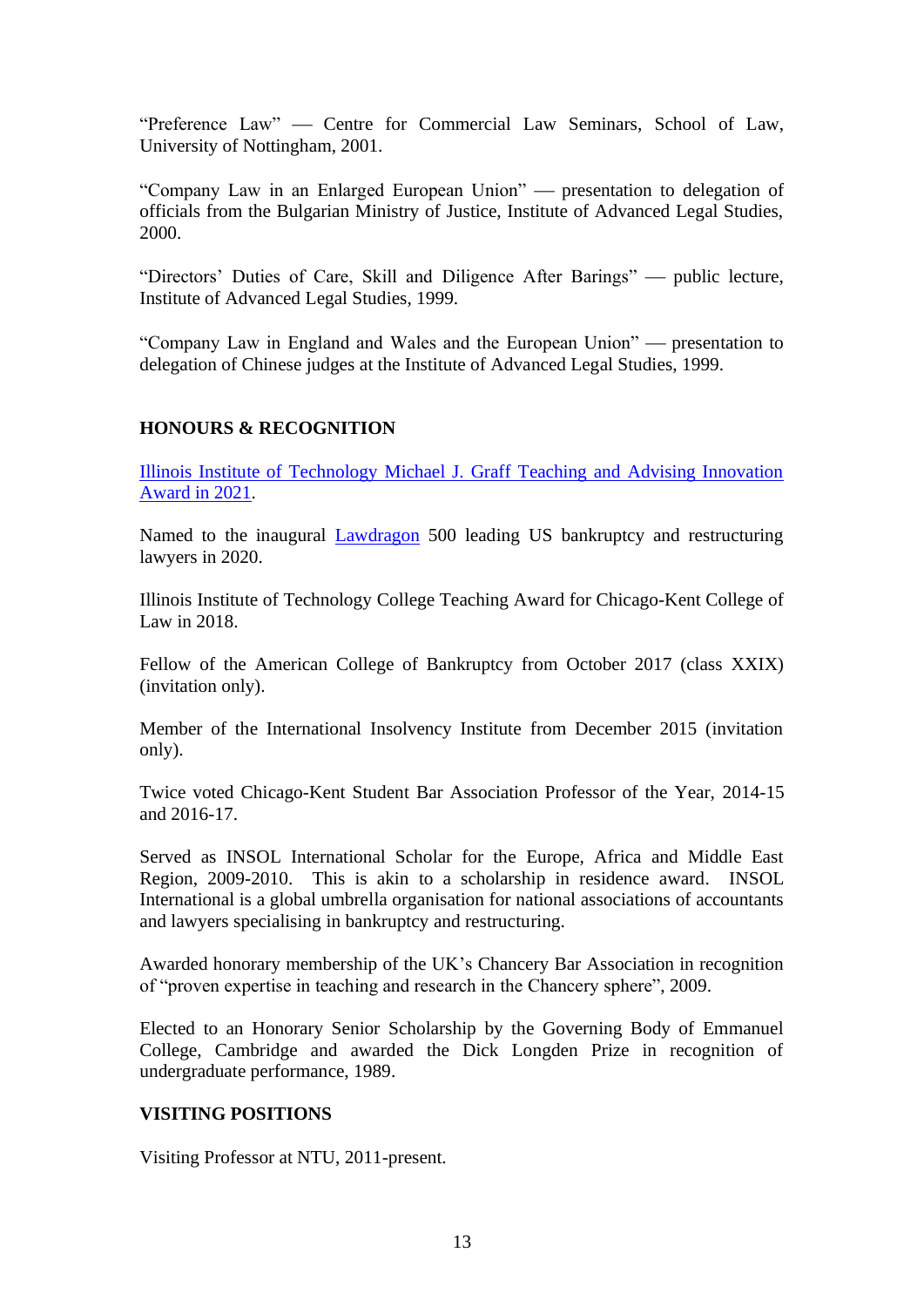"Preference Law" — Centre for Commercial Law Seminars, School of Law, University of Nottingham, 2001.

"Company Law in an Enlarged European Union" — presentation to delegation of officials from the Bulgarian Ministry of Justice, Institute of Advanced Legal Studies, 2000.

"Directors' Duties of Care, Skill and Diligence After Barings" — public lecture, Institute of Advanced Legal Studies, 1999.

"Company Law in England and Wales and the European Union" — presentation to delegation of Chinese judges at the Institute of Advanced Legal Studies, 1999.

## HONOURS & RECOGNITION

Illinois Institute of Technology Michael J. Graff Teaching and Advising Innovation Award in 2021.

Named to the inaugural Lawdragon 500 leading US bankruptcy and restructuring lawyers in 2020.

Illinois Institute of Technology College Teaching Award for Chicago-Kent College of Law in 2018.

Fellow of the American College of Bankruptcy from October 2017 (class XXIX) (invitation only).

Member of the International Insolvency Institute from December 2015 (invitation only).

Twice voted Chicago-Kent Student Bar Association Professor of the Year, 2014-15 and 2016-17.

Served as INSOL International Scholar for the Europe, Africa and Middle East Region, 2009-2010. This is akin to a scholarship in residence award. INSOL International is a global umbrella organisation for national associations of accountants and lawyers specialising in bankruptcy and restructuring.

Awarded honorary membership of the UK's Chancery Bar Association in recognition of "proven expertise in teaching and research in the Chancery sphere", 2009.

Elected to an Honorary Senior Scholarship by the Governing Body of Emmanuel College, Cambridge and awarded the Dick Longden Prize in recognition of undergraduate performance, 1989.

## VISITING POSITIONS

Visiting Professor at NTU, 2011-present.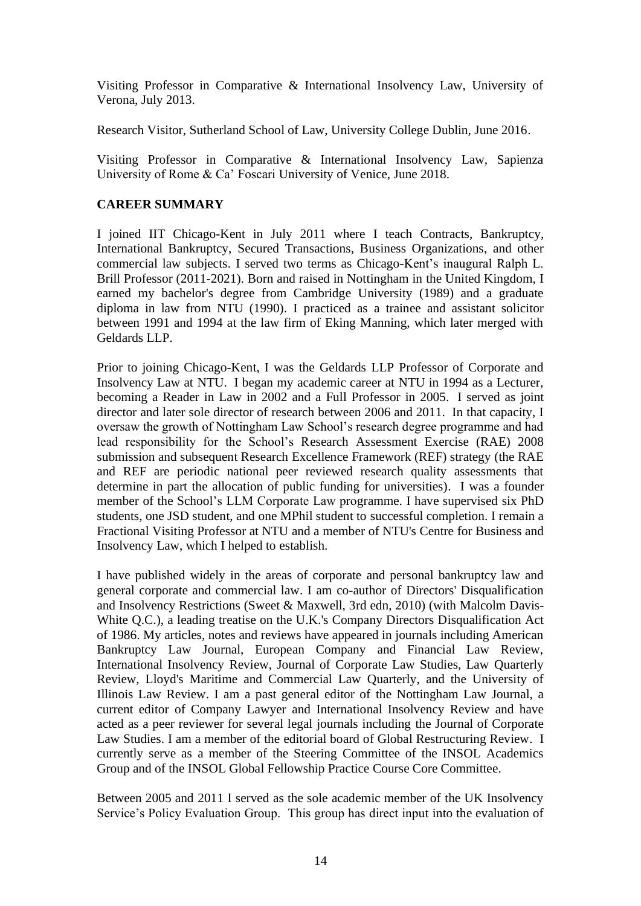Visiting Professor in Comparative & International Insolvency Law, University of Verona, July 2013.

Research Visitor, Sutherland School of Law, University College Dublin, June 2016.

Visiting Professor in Comparative & International Insolvency Law, Sapienza University of Rome & Ca' Foscari University of Venice, June 2018.

**CAREER SUMMARY**

I joined IIT Chicago-Kent in July 2011 where I teach Contracts, Bankruptcy, International Bankruptcy, Secured Transactions, Business Organizations, and other commercial law subjects. I served two terms as Chicago-Kent's inaugural Ralph L. Brill Professor (2011-2021). Born and raised in Nottingham in the United Kingdom, I earned my bachelor's degree from Cambridge University (1989) and a graduate diploma in law from NTU (1990). I practiced as a trainee and assistant solicitor between 1991 and 1994 at the law firm of Eking Manning, which later merged with Geldards LLP.

Prior to joining Chicago-Kent, I was the Geldards LLP Professor of Corporate and Insolvency Law at NTU. I began my academic career at NTU in 1994 as a Lecturer, becoming a Reader in Law in 2002 and a Full Professor in 2005. I served as joint director and later sole director of research between 2006 and 2011. In that capacity, I oversaw the growth of Nottingham Law School's research degree programme and had lead responsibility for the School's Research Assessment Exercise (RAE) 2008 submission and subsequent Research Excellence Framework (REF) strategy (the RAE and REF are periodic national peer reviewed research quality assessments that determine in part the allocation of public funding for universities). I was a founder member of the School's LLM Corporate Law programme. I have supervised six PhD students, one JSD student, and one MPhil student to successful completion. I remain a Fractional Visiting Professor at NTU and a member of NTU's Centre for Business and Insolvency Law, which I helped to establish.

I have published widely in the areas of corporate and personal bankruptcy law and general corporate and commercial law. I am co-author of Directors' Disqualification and Insolvency Restrictions (Sweet & Maxwell, 3rd edn, 2010) (with Malcolm Davis-White Q.C.), a leading treatise on the U.K.'s Company Directors Disqualification Act of 1986. My articles, notes and reviews have appeared in journals including American Bankruptcy Law Journal, European Company and Financial Law Review, International Insolvency Review, Journal of Corporate Law Studies, Law Quarterly Review, Lloyd's Maritime and Commercial Law Quarterly, and the University of Illinois Law Review. I am a past general editor of the Nottingham Law Journal, a current editor of Company Lawyer and International Insolvency Review and have acted as a peer reviewer for several legal journals including the Journal of Corporate Law Studies. I am a member of the editorial board of Global Restructuring Review. I currently serve as a member of the Steering Committee of the INSOL Academics Group and of the INSOL Global Fellowship Practice Course Core Committee.

Between 2005 and 2011 I served as the sole academic member of the UK Insolvency Service's Policy Evaluation Group. This group has direct input into the evaluation of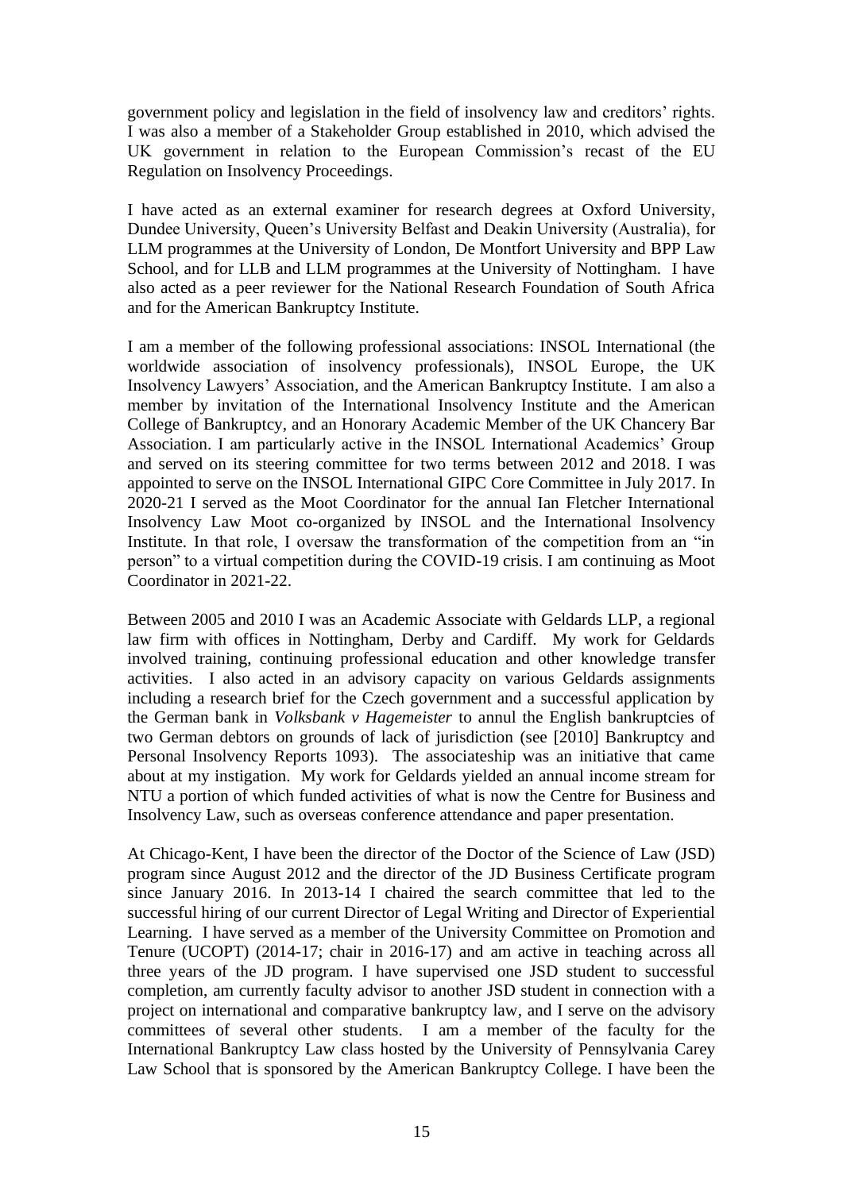government policy and legislation in the field of insolvency law and creditors' rights. I was also a member of a Stakeholder Group established in 2010, which advised the UK government in relation to the European Commission's recast of the EU Regulation on Insolvency Proceedings.

I have acted as an external examiner for research degrees at Oxford University, Dundee University, Queen's University Belfast and Deakin University (Australia), for LLM programmes at the University of London, De Montfort University and BPP Law School, and for LLB and LLM programmes at the University of Nottingham. I have also acted as a peer reviewer for the National Research Foundation of South Africa and for the American Bankruptcy Institute.

I am a member of the following professional associations: INSOL International (the worldwide association of insolvency professionals), INSOL Europe, the UK Insolvency Lawyers' Association, and the American Bankruptcy Institute. I am also a member by invitation of the International Insolvency Institute and the American College of Bankruptcy, and an Honorary Academic Member of the UK Chancery Bar Association. I am particularly active in the INSOL International Academics' Group and served on its steering committee for two terms between 2012 and 2018. I was appointed to serve on the INSOL International GIPC Core Committee in July 2017. In 2020-21 I served as the Moot Coordinator for the annual Ian Fletcher International Insolvency Law Moot co-organized by INSOL and the International Insolvency Institute. In that role, I oversaw the transformation of the competition from an "in person" to a virtual competition during the COVID-19 crisis. I am continuing as Moot Coordinator in 2021-22.

Between 2005 and 2010 I was an Academic Associate with Geldards LLP, a regional law firm with offices in Nottingham, Derby and Cardiff. My work for Geldards involved training, continuing professional education and other knowledge transfer activities. I also acted in an advisory capacity on various Geldards assignments including a research brief for the Czech government and a successful application by the German bank in *Volksbank v Hagemeister* to annul the English bankruptcies of two German debtors on grounds of lack of jurisdiction (see [2010] Bankruptcy and Personal Insolvency Reports 1093). The associateship was an initiative that came about at my instigation. My work for Geldards yielded an annual income stream for NTU a portion of which funded activities of what is now the Centre for Business and Insolvency Law, such as overseas conference attendance and paper presentation.

At Chicago-Kent, I have been the director of the Doctor of the Science of Law (JSD) program since August 2012 and the director of the JD Business Certificate program since January 2016. In 2013-14 I chaired the search committee that led to the successful hiring of our current Director of Legal Writing and Director of Experiential Learning. I have served as a member of the University Committee on Promotion and Tenure (UCOPT) (2014-17; chair in 2016-17) and am active in teaching across all three years of the JD program. I have supervised one JSD student to successful completion, am currently faculty advisor to another JSD student in connection with a project on international and comparative bankruptcy law, and I serve on the advisory committees of several other students. I am a member of the faculty for the International Bankruptcy Law class hosted by the University of Pennsylvania Carey Law School that is sponsored by the American Bankruptcy College. I have been the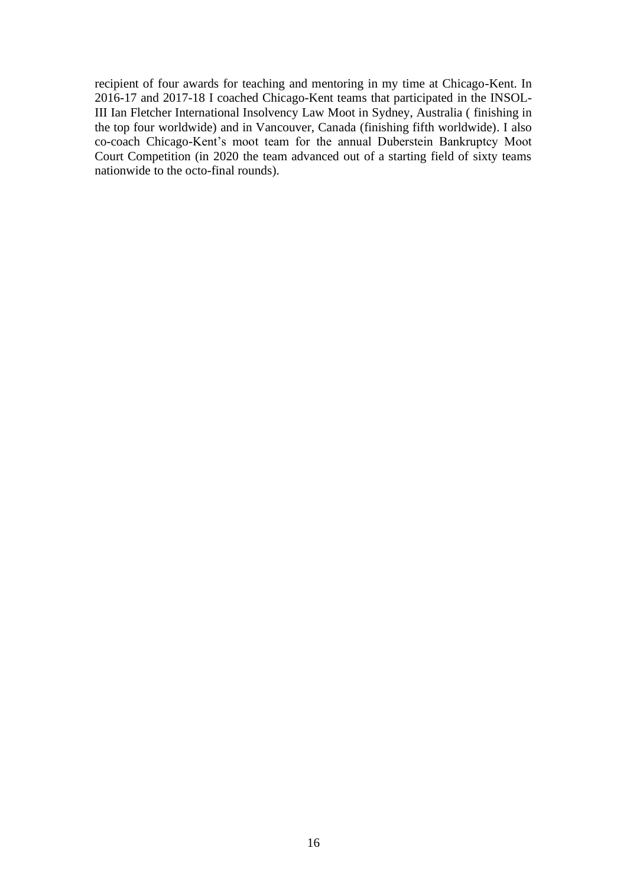recipient of four awards for teaching and mentoring in my time at Chicago-Kent. In 2016-17 and 2017-18 I coached Chicago-Kent teams that participated in the INSOL-III Ian Fletcher International Insolvency Law Moot in Sydney, Australia ( finishing in the top four worldwide) and in Vancouver, Canada (finishing fifth worldwide). I also co-coach Chicago-Kent's moot team for the annual Duberstein Bankruptcy Moot Court Competition (in 2020 the team advanced out of a starting field of sixty teams nationwide to the octo-final rounds).